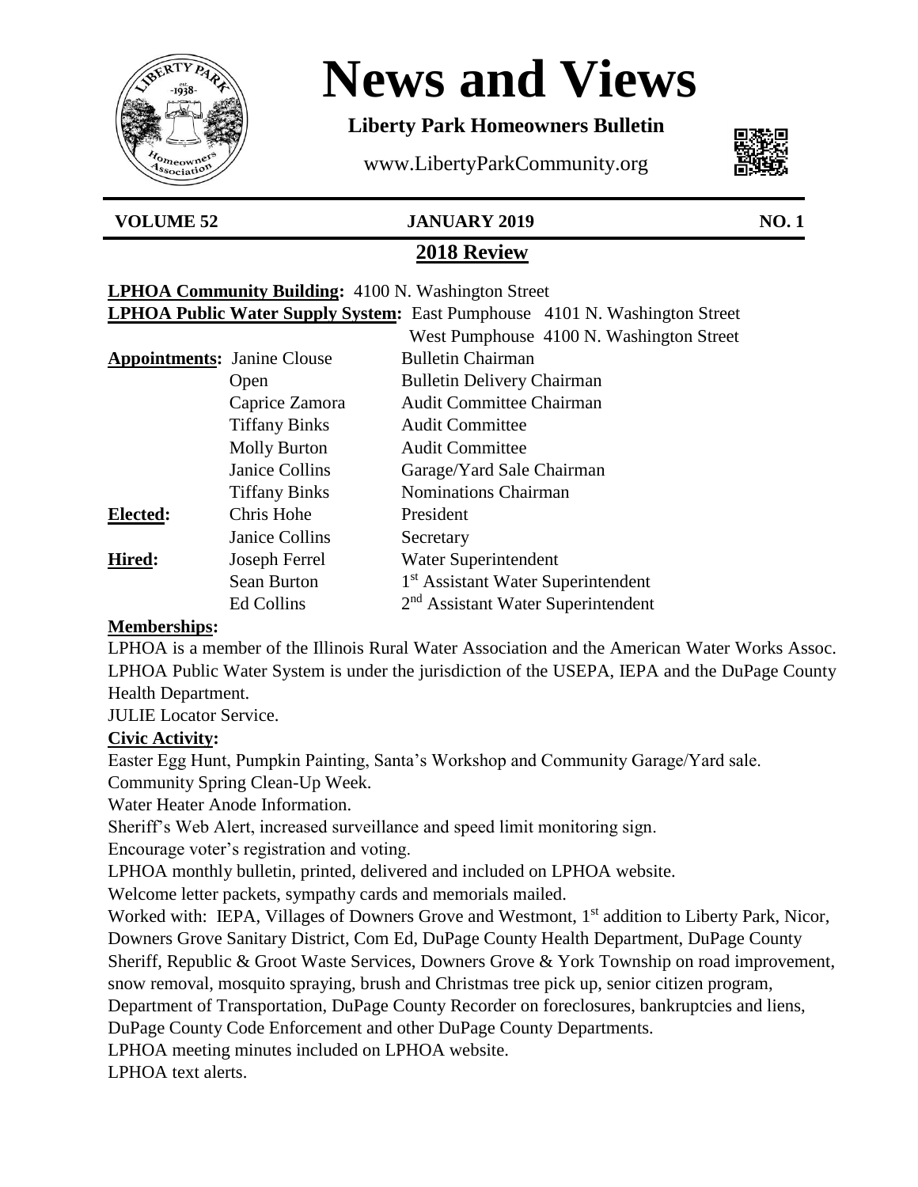# News and Views

**Liberty Park Homeowners Bulletin**

www.LibertyParkCommunity.org

**VOLUME 52** **JANUARY 2019** **NO. 1**

## 2018 Review

**LPHOA Community Building:** 4100 N. Washington Street

**LPHOA Public Water Supply System:** East Pumphouse 4101 N. Washington Street
West Pumphouse 4100 N. Washington Street

| | | |
|---|---|---|
| **Appointments:** | Janine Clouse | Bulletin Chairman |
| | Open | Bulletin Delivery Chairman |
| | Caprice Zamora | Audit Committee Chairman |
| | Tiffany Binks | Audit Committee |
| | Molly Burton | Audit Committee |
| | Janice Collins | Garage/Yard Sale Chairman |
| | Tiffany Binks | Nominations Chairman |
| **Elected:** | Chris Hohe | President |
| | Janice Collins | Secretary |
| **Hired:** | Joseph Ferrel | Water Superintendent |
| | Sean Burton | 1st Assistant Water Superintendent |
| | Ed Collins | 2nd Assistant Water Superintendent |

**Memberships:**

LPHOA is a member of the Illinois Rural Water Association and the American Water Works Assoc. LPHOA Public Water System is under the jurisdiction of the USEPA, IEPA and the DuPage County Health Department.

JULIE Locator Service.

**Civic Activity:**

Easter Egg Hunt, Pumpkin Painting, Santa's Workshop and Community Garage/Yard sale.

Community Spring Clean-Up Week.

Water Heater Anode Information.

Sheriff's Web Alert, increased surveillance and speed limit monitoring sign.

Encourage voter's registration and voting.

LPHOA monthly bulletin, printed, delivered and included on LPHOA website.

Welcome letter packets, sympathy cards and memorials mailed.

Worked with: IEPA, Villages of Downers Grove and Westmont, 1st addition to Liberty Park, Nicor, Downers Grove Sanitary District, Com Ed, DuPage County Health Department, DuPage County Sheriff, Republic & Groot Waste Services, Downers Grove & York Township on road improvement, snow removal, mosquito spraying, brush and Christmas tree pick up, senior citizen program, Department of Transportation, DuPage County Recorder on foreclosures, bankruptcies and liens, DuPage County Code Enforcement and other DuPage County Departments.

LPHOA meeting minutes included on LPHOA website.

LPHOA text alerts.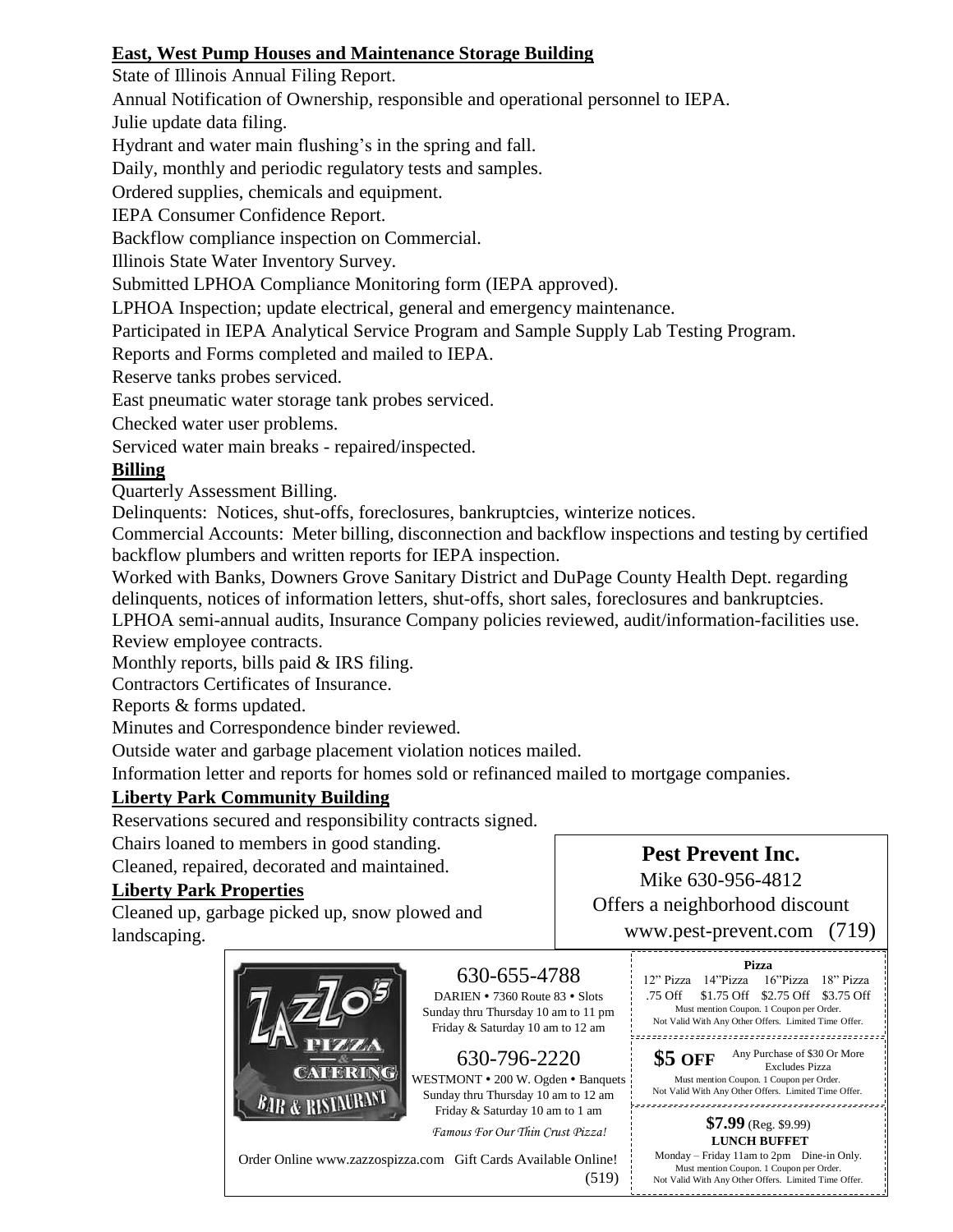**East, West Pump Houses and Maintenance Storage Building**

State of Illinois Annual Filing Report.

Annual Notification of Ownership, responsible and operational personnel to IEPA.

Julie update data filing.

Hydrant and water main flushing's in the spring and fall.

Daily, monthly and periodic regulatory tests and samples.

Ordered supplies, chemicals and equipment.

IEPA Consumer Confidence Report.

Backflow compliance inspection on Commercial.

Illinois State Water Inventory Survey.

Submitted LPHOA Compliance Monitoring form (IEPA approved).

LPHOA Inspection; update electrical, general and emergency maintenance.

Participated in IEPA Analytical Service Program and Sample Supply Lab Testing Program.

Reports and Forms completed and mailed to IEPA.

Reserve tanks probes serviced.

East pneumatic water storage tank probes serviced.

Checked water user problems.

Serviced water main breaks - repaired/inspected.

**Billing**

Quarterly Assessment Billing.

Delinquents: Notices, shut-offs, foreclosures, bankruptcies, winterize notices.

Commercial Accounts: Meter billing, disconnection and backflow inspections and testing by certified backflow plumbers and written reports for IEPA inspection.

Worked with Banks, Downers Grove Sanitary District and DuPage County Health Dept. regarding delinquents, notices of information letters, shut-offs, short sales, foreclosures and bankruptcies.

LPHOA semi-annual audits, Insurance Company policies reviewed, audit/information-facilities use.

Review employee contracts.

Monthly reports, bills paid & IRS filing.

Contractors Certificates of Insurance.

Reports & forms updated.

Minutes and Correspondence binder reviewed.

Outside water and garbage placement violation notices mailed.

Information letter and reports for homes sold or refinanced mailed to mortgage companies.

**Liberty Park Community Building**

Reservations secured and responsibility contracts signed.

Chairs loaned to members in good standing.

Cleaned, repaired, decorated and maintained.

**Liberty Park Properties**

Cleaned up, garbage picked up, snow plowed and landscaping.

**Pest Prevent Inc.**

Mike 630-956-4812

Offers a neighborhood discount

www.pest-prevent.com (719)

ZAZZO'S PIZZA & CATERING BAR & RISTAURANT

630-655-4788

DARIEN • 7360 Route 83 • Slots

Sunday thru Thursday 10 am to 11 pm

Friday & Saturday 10 am to 12 am

630-796-2220

WESTMONT • 200 W. Ogden • Banquets

Sunday thru Thursday 10 am to 12 am

Friday & Saturday 10 am to 1 am

*Famous For Our Thin Crust Pizza!*

Order Online www.zazzospizza.com Gift Cards Available Online!

(519)

**Pizza**

| 12" Pizza | 14"Pizza | 16"Pizza | 18" Pizza |
| --- | --- | --- | --- |
| .75 Off | $1.75 Off | $2.75 Off | $3.75 Off |

Must mention Coupon. 1 Coupon per Order.
Not Valid With Any Other Offers. Limited Time Offer.

**$5 OFF** Any Purchase of $30 Or More Excludes Pizza

Must mention Coupon. 1 Coupon per Order.
Not Valid With Any Other Offers. Limited Time Offer.

**$7.99** (Reg. $9.99)
**LUNCH BUFFET**

Monday – Friday 11am to 2pm Dine-in Only.
Must mention Coupon. 1 Coupon per Order.
Not Valid With Any Other Offers. Limited Time Offer.